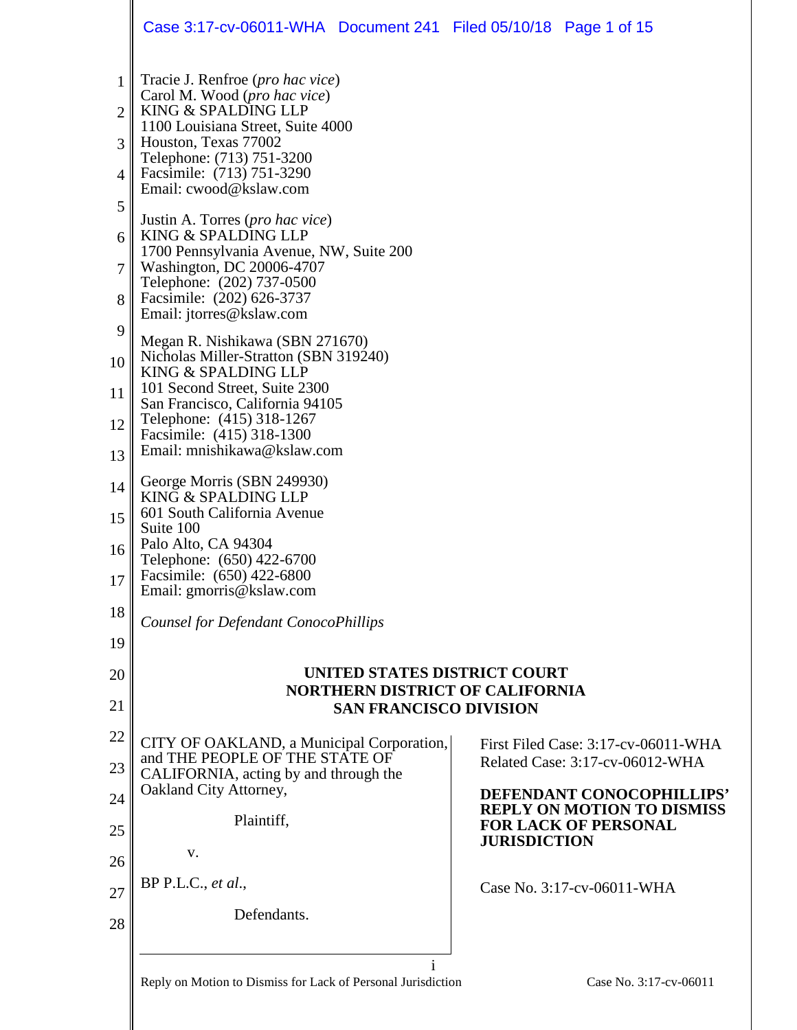Tracie J. Renfroe (*pro hac vice*)
Carol M. Wood (*pro hac vice*)
KING & SPALDING LLP
1100 Louisiana Street, Suite 4000
Houston, Texas 77002
Telephone: (713) 751-3200
Facsimile: (713) 751-3290
Email: cwood@kslaw.com

Justin A. Torres (*pro hac vice*)
KING & SPALDING LLP
1700 Pennsylvania Avenue, NW, Suite 200
Washington, DC 20006-4707
Telephone: (202) 737-0500
Facsimile: (202) 626-3737
Email: jtorres@kslaw.com

Megan R. Nishikawa (SBN 271670)
Nicholas Miller-Stratton (SBN 319240)
KING & SPALDING LLP
101 Second Street, Suite 2300
San Francisco, California 94105
Telephone: (415) 318-1267
Facsimile: (415) 318-1300
Email: mnishikawa@kslaw.com

George Morris (SBN 249930)
KING & SPALDING LLP
601 South California Avenue
Suite 100
Palo Alto, CA 94304
Telephone: (650) 422-6700
Facsimile: (650) 422-6800
Email: gmorris@kslaw.com

*Counsel for Defendant ConocoPhillips*

**UNITED STATES DISTRICT COURT**
**NORTHERN DISTRICT OF CALIFORNIA**
**SAN FRANCISCO DIVISION**

CITY OF OAKLAND, a Municipal Corporation, and THE PEOPLE OF THE STATE OF CALIFORNIA, acting by and through the Oakland City Attorney,

Plaintiff,

v.

BP P.L.C., *et al.*,

Defendants.

First Filed Case: 3:17-cv-06011-WHA
Related Case: 3:17-cv-06012-WHA

**DEFENDANT CONOCOPHILLIPS' REPLY ON MOTION TO DISMISS FOR LACK OF PERSONAL JURISDICTION**

Case No. 3:17-cv-06011-WHA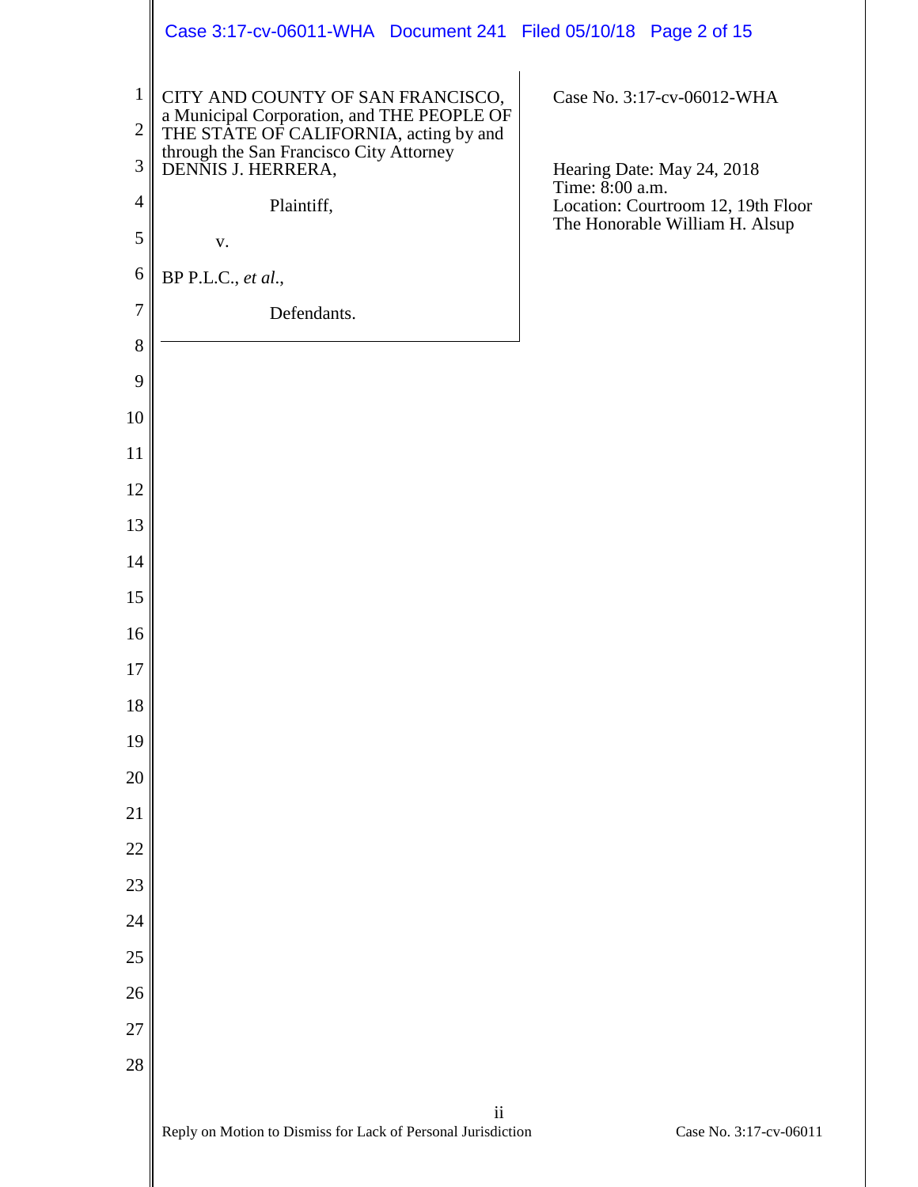CITY AND COUNTY OF SAN FRANCISCO, a Municipal Corporation, and THE PEOPLE OF THE STATE OF CALIFORNIA, acting by and through the San Francisco City Attorney DENNIS J. HERRERA,

Plaintiff,

v.

BP P.L.C., *et al.*,

Defendants.

Case No. 3:17-cv-06012-WHA

Hearing Date: May 24, 2018
Time: 8:00 a.m.
Location: Courtroom 12, 19th Floor
The Honorable William H. Alsup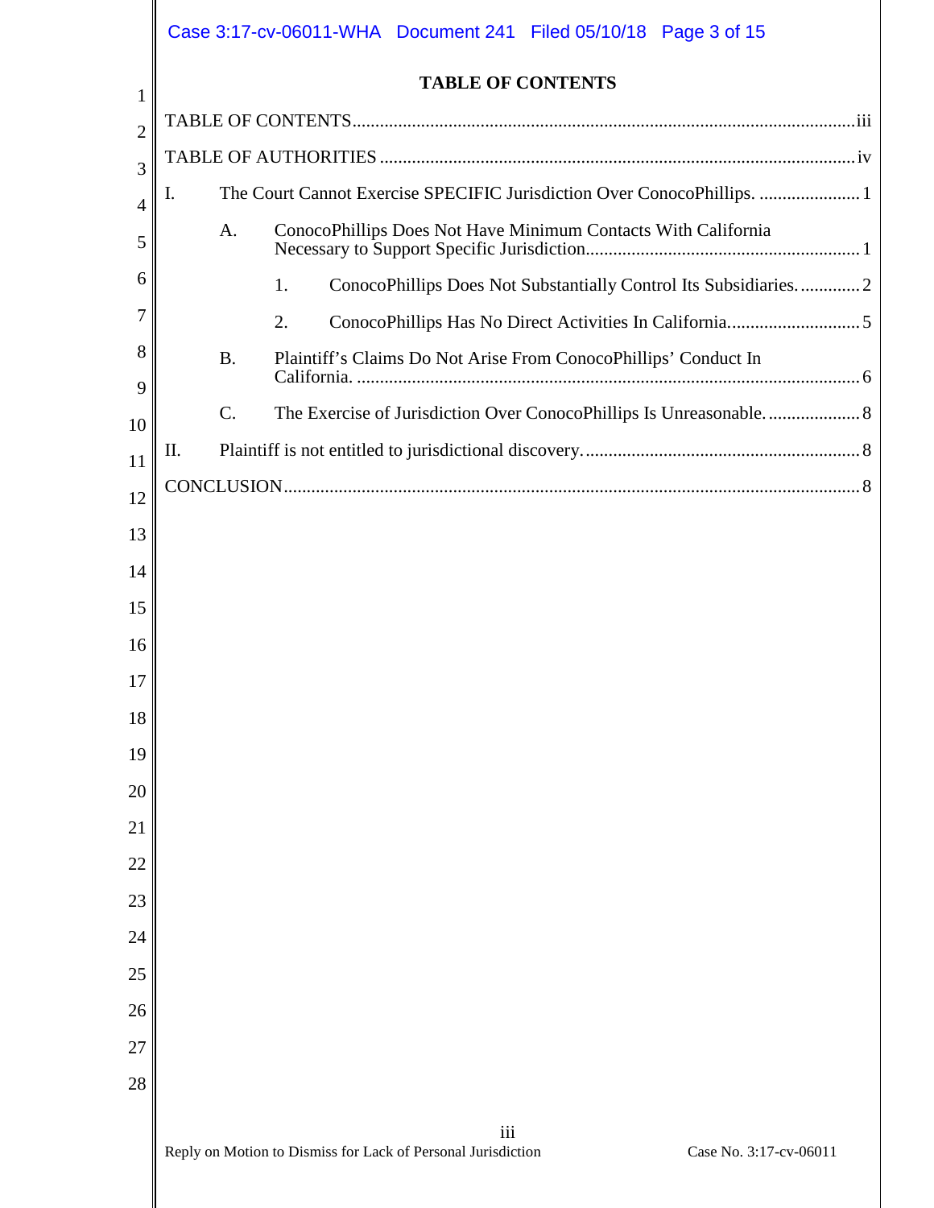# TABLE OF CONTENTS

TABLE OF CONTENTS .......... iii

TABLE OF AUTHORITIES .......... iv

I. The Court Cannot Exercise SPECIFIC Jurisdiction Over ConocoPhillips. .......... 1

   A. ConocoPhillips Does Not Have Minimum Contacts With California Necessary to Support Specific Jurisdiction .......... 1

      1. ConocoPhillips Does Not Substantially Control Its Subsidiaries. .......... 2

      2. ConocoPhillips Has No Direct Activities In California. .......... 5

   B. Plaintiff's Claims Do Not Arise From ConocoPhillips' Conduct In California. .......... 6

   C. The Exercise of Jurisdiction Over ConocoPhillips Is Unreasonable. .......... 8

II. Plaintiff is not entitled to jurisdictional discovery. .......... 8

CONCLUSION .......... 8

Reply on Motion to Dismiss for Lack of Personal Jurisdiction

Case No. 3:17-cv-06011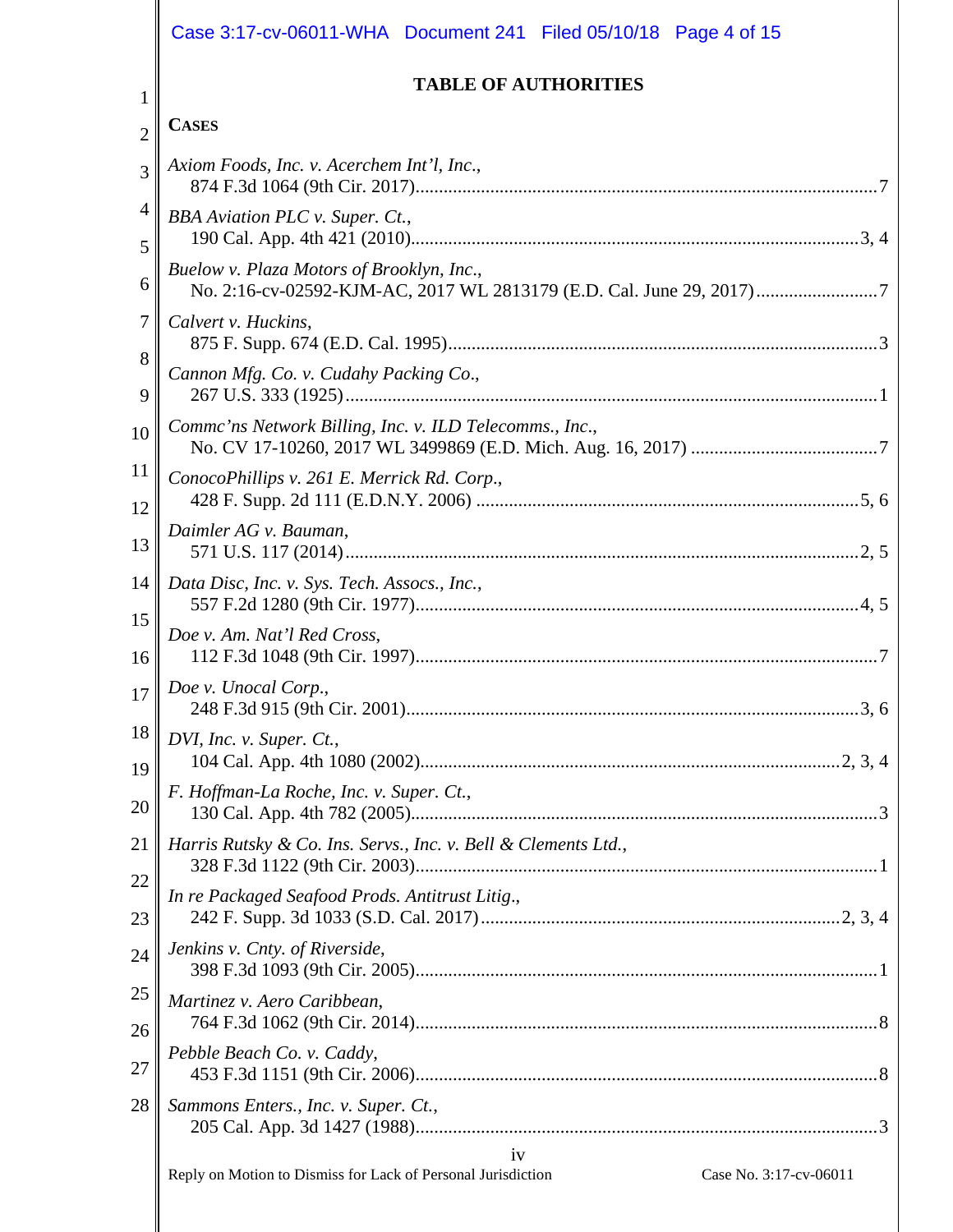## TABLE OF AUTHORITIES

**CASES**

*Axiom Foods, Inc. v. Acerchem Int'l, Inc.*,
874 F.3d 1064 (9th Cir. 2017)....................................................................................7

*BBA Aviation PLC v. Super. Ct.*,
190 Cal. App. 4th 421 (2010)...................................................................................3, 4

*Buelow v. Plaza Motors of Brooklyn, Inc.*,
No. 2:16-cv-02592-KJM-AC, 2017 WL 2813179 (E.D. Cal. June 29, 2017)..........................7

*Calvert v. Huckins*,
875 F. Supp. 674 (E.D. Cal. 1995)...............................................................................3

*Cannon Mfg. Co. v. Cudahy Packing Co.*,
267 U.S. 333 (1925)....................................................................................................1

*Commc'ns Network Billing, Inc. v. ILD Telecomms., Inc.*,
No. CV 17-10260, 2017 WL 3499869 (E.D. Mich. Aug. 16, 2017) ........................................7

*ConocoPhillips v. 261 E. Merrick Rd. Corp.*,
428 F. Supp. 2d 111 (E.D.N.Y. 2006) ......................................................................5, 6

*Daimler AG v. Bauman*,
571 U.S. 117 (2014)...............................................................................................2, 5

*Data Disc, Inc. v. Sys. Tech. Assocs., Inc.*,
557 F.2d 1280 (9th Cir. 1977).................................................................................4, 5

*Doe v. Am. Nat'l Red Cross*,
112 F.3d 1048 (9th Cir. 1997)....................................................................................7

*Doe v. Unocal Corp.*,
248 F.3d 915 (9th Cir. 2001)...................................................................................3, 6

*DVI, Inc. v. Super. Ct.*,
104 Cal. App. 4th 1080 (2002)..............................................................................2, 3, 4

*F. Hoffman-La Roche, Inc. v. Super. Ct.*,
130 Cal. App. 4th 782 (2005).....................................................................................3

*Harris Rutsky & Co. Ins. Servs., Inc. v. Bell & Clements Ltd.*,
328 F.3d 1122 (9th Cir. 2003)....................................................................................1

*In re Packaged Seafood Prods. Antitrust Litig.*,
242 F. Supp. 3d 1033 (S.D. Cal. 2017)..................................................................2, 3, 4

*Jenkins v. Cnty. of Riverside*,
398 F.3d 1093 (9th Cir. 2005)....................................................................................1

*Martinez v. Aero Caribbean*,
764 F.3d 1062 (9th Cir. 2014)....................................................................................8

*Pebble Beach Co. v. Caddy*,
453 F.3d 1151 (9th Cir. 2006)....................................................................................8

*Sammons Enters., Inc. v. Super. Ct.*,
205 Cal. App. 3d 1427 (1988).....................................................................................3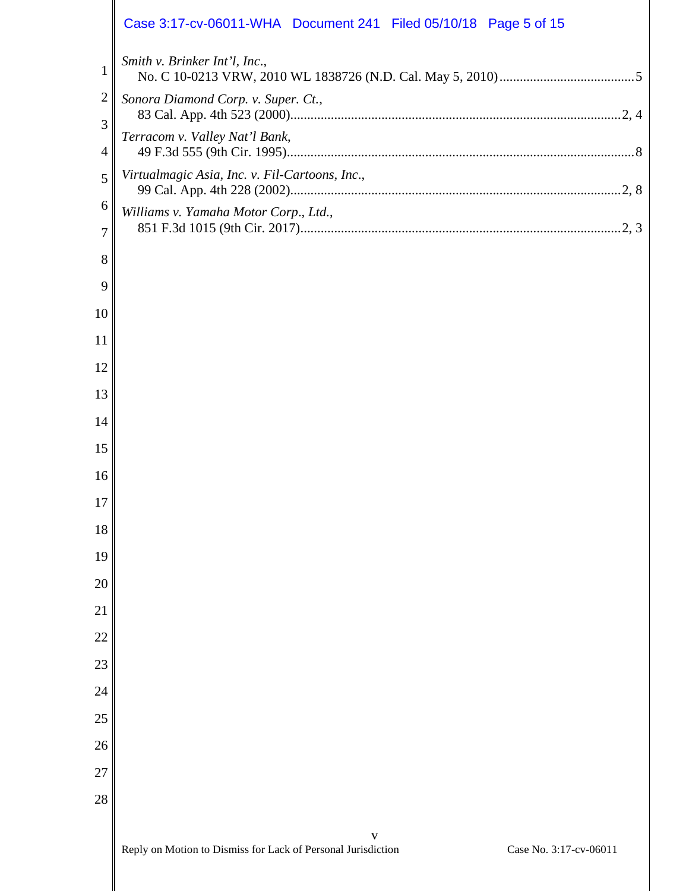*Smith v. Brinker Int'l, Inc.*,
No. C 10-0213 VRW, 2010 WL 1838726 (N.D. Cal. May 5, 2010).........................................5

*Sonora Diamond Corp. v. Super. Ct.*,
83 Cal. App. 4th 523 (2000)..................................................................................................2, 4

*Terracom v. Valley Nat'l Bank*,
49 F.3d 555 (9th Cir. 1995).......................................................................................................8

*Virtualmagic Asia, Inc. v. Fil-Cartoons, Inc.*,
99 Cal. App. 4th 228 (2002)..................................................................................................2, 8

*Williams v. Yamaha Motor Corp., Ltd.*,
851 F.3d 1015 (9th Cir. 2017)...............................................................................................2, 3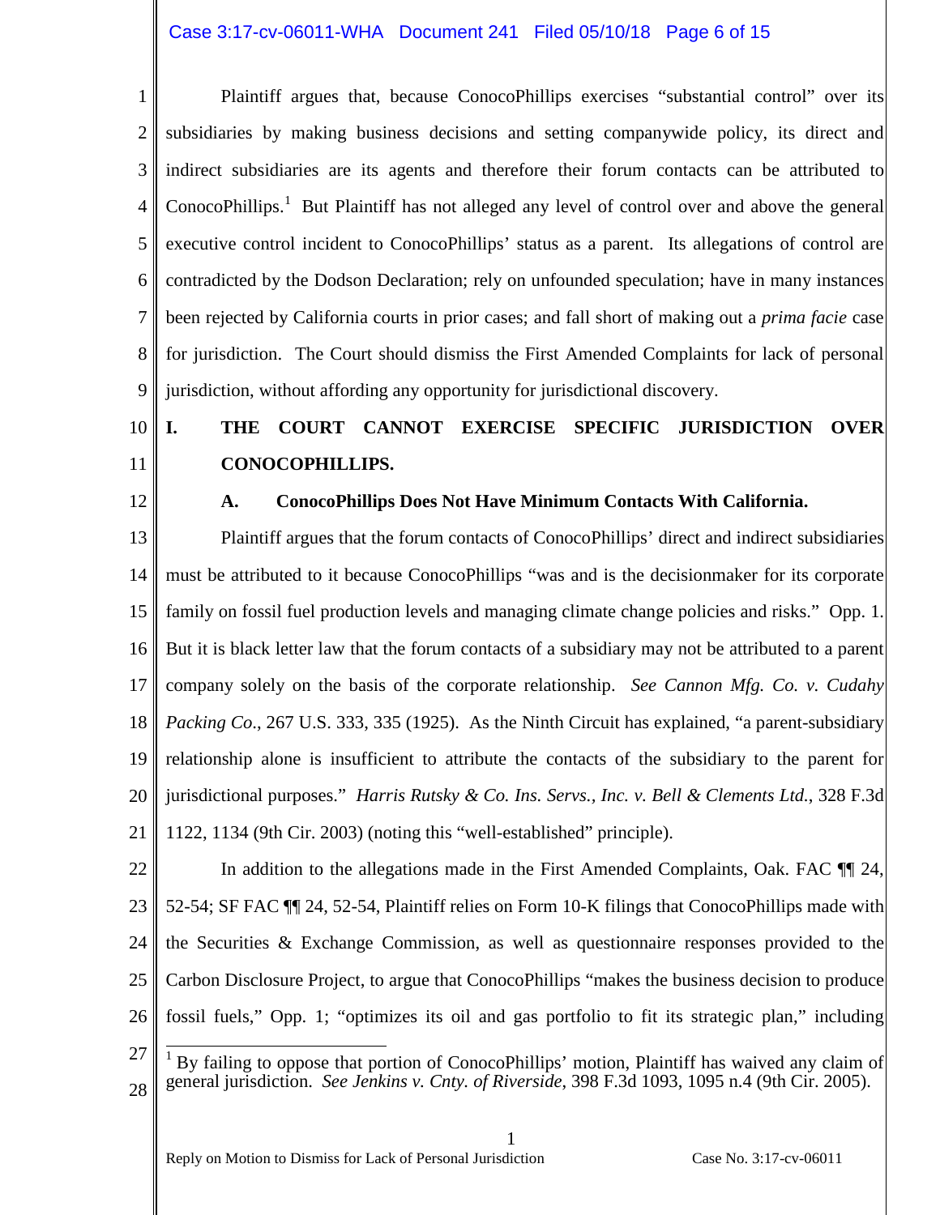Plaintiff argues that, because ConocoPhillips exercises "substantial control" over its subsidiaries by making business decisions and setting companywide policy, its direct and indirect subsidiaries are its agents and therefore their forum contacts can be attributed to ConocoPhillips.[1] But Plaintiff has not alleged any level of control over and above the general executive control incident to ConocoPhillips' status as a parent. Its allegations of control are contradicted by the Dodson Declaration; rely on unfounded speculation; have in many instances been rejected by California courts in prior cases; and fall short of making out a *prima facie* case for jurisdiction. The Court should dismiss the First Amended Complaints for lack of personal jurisdiction, without affording any opportunity for jurisdictional discovery.

## I. THE COURT CANNOT EXERCISE SPECIFIC JURISDICTION OVER CONOCOPHILLIPS.

### A. ConocoPhillips Does Not Have Minimum Contacts With California.

Plaintiff argues that the forum contacts of ConocoPhillips' direct and indirect subsidiaries must be attributed to it because ConocoPhillips "was and is the decisionmaker for its corporate family on fossil fuel production levels and managing climate change policies and risks." Opp. 1. But it is black letter law that the forum contacts of a subsidiary may not be attributed to a parent company solely on the basis of the corporate relationship. *See Cannon Mfg. Co. v. Cudahy Packing Co.*, 267 U.S. 333, 335 (1925). As the Ninth Circuit has explained, "a parent-subsidiary relationship alone is insufficient to attribute the contacts of the subsidiary to the parent for jurisdictional purposes." *Harris Rutsky & Co. Ins. Servs., Inc. v. Bell & Clements Ltd.*, 328 F.3d 1122, 1134 (9th Cir. 2003) (noting this "well-established" principle).

In addition to the allegations made in the First Amended Complaints, Oak. FAC ¶¶ 24, 52-54; SF FAC ¶¶ 24, 52-54, Plaintiff relies on Form 10-K filings that ConocoPhillips made with the Securities & Exchange Commission, as well as questionnaire responses provided to the Carbon Disclosure Project, to argue that ConocoPhillips "makes the business decision to produce fossil fuels," Opp. 1; "optimizes its oil and gas portfolio to fit its strategic plan," including

[1] By failing to oppose that portion of ConocoPhillips' motion, Plaintiff has waived any claim of general jurisdiction. *See Jenkins v. Cnty. of Riverside*, 398 F.3d 1093, 1095 n.4 (9th Cir. 2005).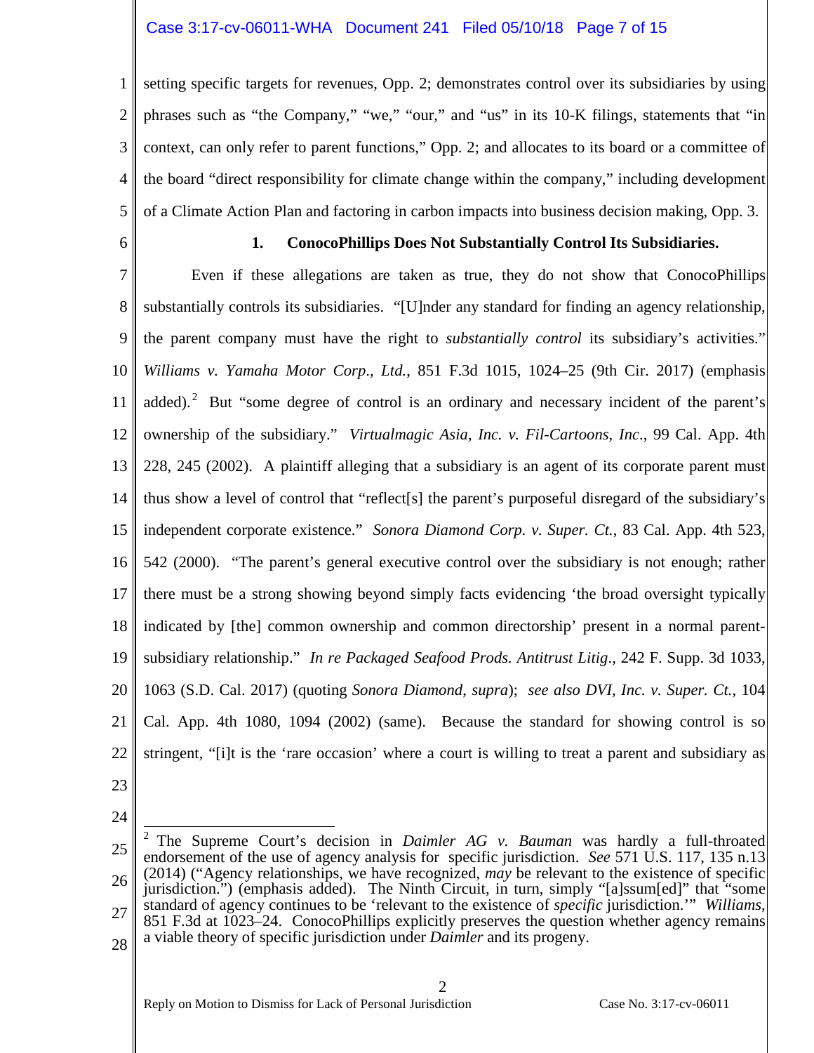setting specific targets for revenues, Opp. 2; demonstrates control over its subsidiaries by using phrases such as "the Company," "we," "our," and "us" in its 10-K filings, statements that "in context, can only refer to parent functions," Opp. 2; and allocates to its board or a committee of the board "direct responsibility for climate change within the company," including development of a Climate Action Plan and factoring in carbon impacts into business decision making, Opp. 3.

### 1. ConocoPhillips Does Not Substantially Control Its Subsidiaries.

Even if these allegations are taken as true, they do not show that ConocoPhillips substantially controls its subsidiaries. "[U]nder any standard for finding an agency relationship, the parent company must have the right to *substantially control* its subsidiary's activities." *Williams v. Yamaha Motor Corp., Ltd.*, 851 F.3d 1015, 1024–25 (9th Cir. 2017) (emphasis added).[2] But "some degree of control is an ordinary and necessary incident of the parent's ownership of the subsidiary." *Virtualmagic Asia, Inc. v. Fil-Cartoons, Inc.*, 99 Cal. App. 4th 228, 245 (2002). A plaintiff alleging that a subsidiary is an agent of its corporate parent must thus show a level of control that "reflect[s] the parent's purposeful disregard of the subsidiary's independent corporate existence." *Sonora Diamond Corp. v. Super. Ct.*, 83 Cal. App. 4th 523, 542 (2000). "The parent's general executive control over the subsidiary is not enough; rather there must be a strong showing beyond simply facts evidencing 'the broad oversight typically indicated by [the] common ownership and common directorship' present in a normal parent-subsidiary relationship." *In re Packaged Seafood Prods. Antitrust Litig.*, 242 F. Supp. 3d 1033, 1063 (S.D. Cal. 2017) (quoting *Sonora Diamond*, *supra*); *see also DVI, Inc. v. Super. Ct.*, 104 Cal. App. 4th 1080, 1094 (2002) (same). Because the standard for showing control is so stringent, "[i]t is the 'rare occasion' where a court is willing to treat a parent and subsidiary as

---

[2] The Supreme Court's decision in *Daimler AG v. Bauman* was hardly a full-throated endorsement of the use of agency analysis for specific jurisdiction. *See* 571 U.S. 117, 135 n.13 (2014) ("Agency relationships, we have recognized, *may* be relevant to the existence of specific jurisdiction.") (emphasis added). The Ninth Circuit, in turn, simply "[a]ssum[ed]" that "some standard of agency continues to be 'relevant to the existence of *specific* jurisdiction.'" *Williams*, 851 F.3d at 1023–24. ConocoPhillips explicitly preserves the question whether agency remains a viable theory of specific jurisdiction under *Daimler* and its progeny.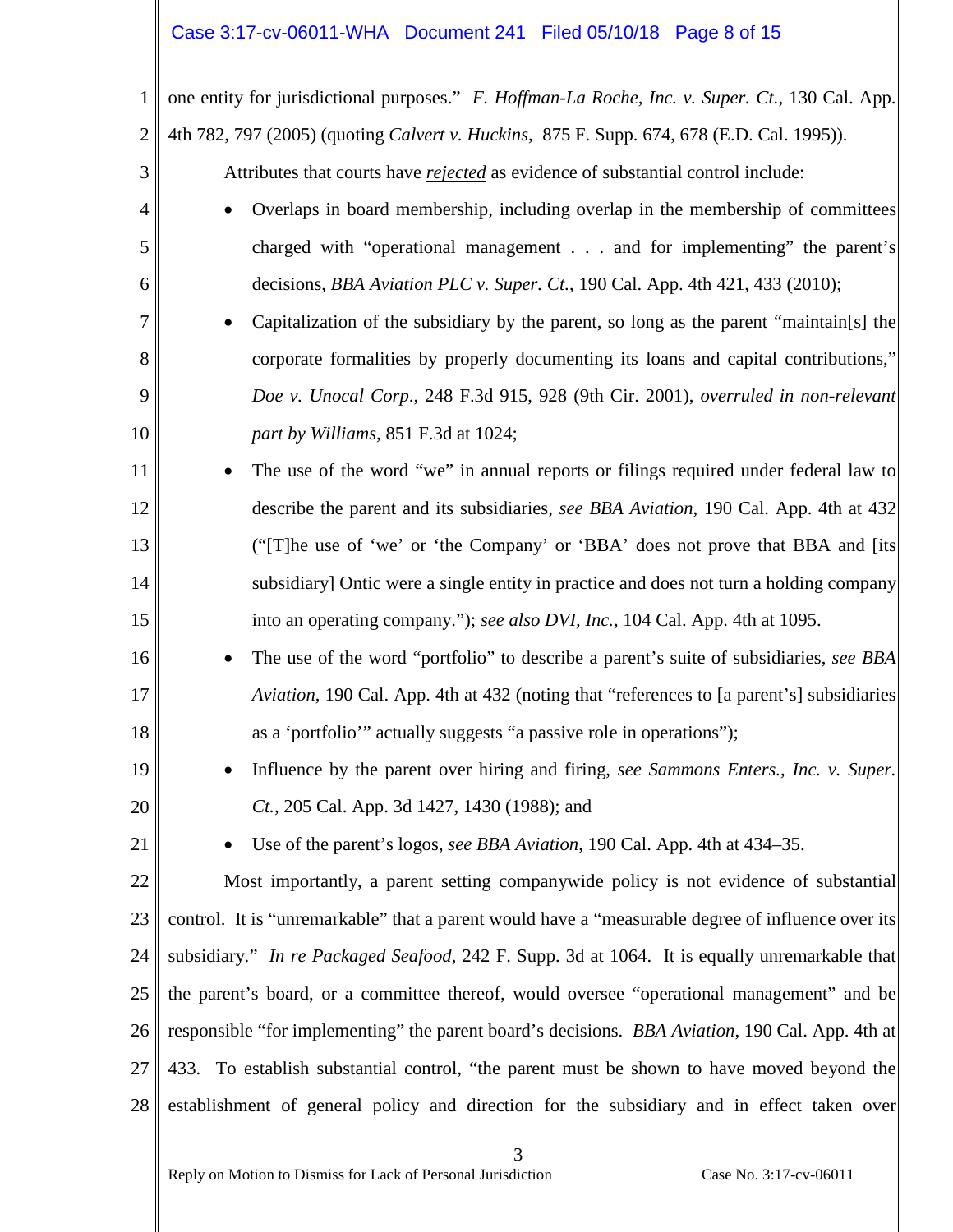one entity for jurisdictional purposes." *F. Hoffman-La Roche, Inc. v. Super. Ct.*, 130 Cal. App. 4th 782, 797 (2005) (quoting *Calvert v. Huckins*, 875 F. Supp. 674, 678 (E.D. Cal. 1995)).

Attributes that courts have ***rejected*** as evidence of substantial control include:

- Overlaps in board membership, including overlap in the membership of committees charged with "operational management . . . and for implementing" the parent's decisions, *BBA Aviation PLC v. Super. Ct.*, 190 Cal. App. 4th 421, 433 (2010);
- Capitalization of the subsidiary by the parent, so long as the parent "maintain[s] the corporate formalities by properly documenting its loans and capital contributions," *Doe v. Unocal Corp*., 248 F.3d 915, 928 (9th Cir. 2001), *overruled in non-relevant part by Williams*, 851 F.3d at 1024;
- The use of the word "we" in annual reports or filings required under federal law to describe the parent and its subsidiaries, *see BBA Aviation*, 190 Cal. App. 4th at 432 ("[T]he use of 'we' or 'the Company' or 'BBA' does not prove that BBA and [its subsidiary] Ontic were a single entity in practice and does not turn a holding company into an operating company."); *see also DVI, Inc.*, 104 Cal. App. 4th at 1095.
- The use of the word "portfolio" to describe a parent's suite of subsidiaries, *see BBA Aviation*, 190 Cal. App. 4th at 432 (noting that "references to [a parent's] subsidiaries as a 'portfolio'" actually suggests "a passive role in operations");
- Influence by the parent over hiring and firing, *see Sammons Enters., Inc. v. Super. Ct.*, 205 Cal. App. 3d 1427, 1430 (1988); and
- Use of the parent's logos, *see BBA Aviation*, 190 Cal. App. 4th at 434–35.

Most importantly, a parent setting companywide policy is not evidence of substantial control. It is "unremarkable" that a parent would have a "measurable degree of influence over its subsidiary." *In re Packaged Seafood*, 242 F. Supp. 3d at 1064. It is equally unremarkable that the parent's board, or a committee thereof, would oversee "operational management" and be responsible "for implementing" the parent board's decisions. *BBA Aviation*, 190 Cal. App. 4th at 433. To establish substantial control, "the parent must be shown to have moved beyond the establishment of general policy and direction for the subsidiary and in effect taken over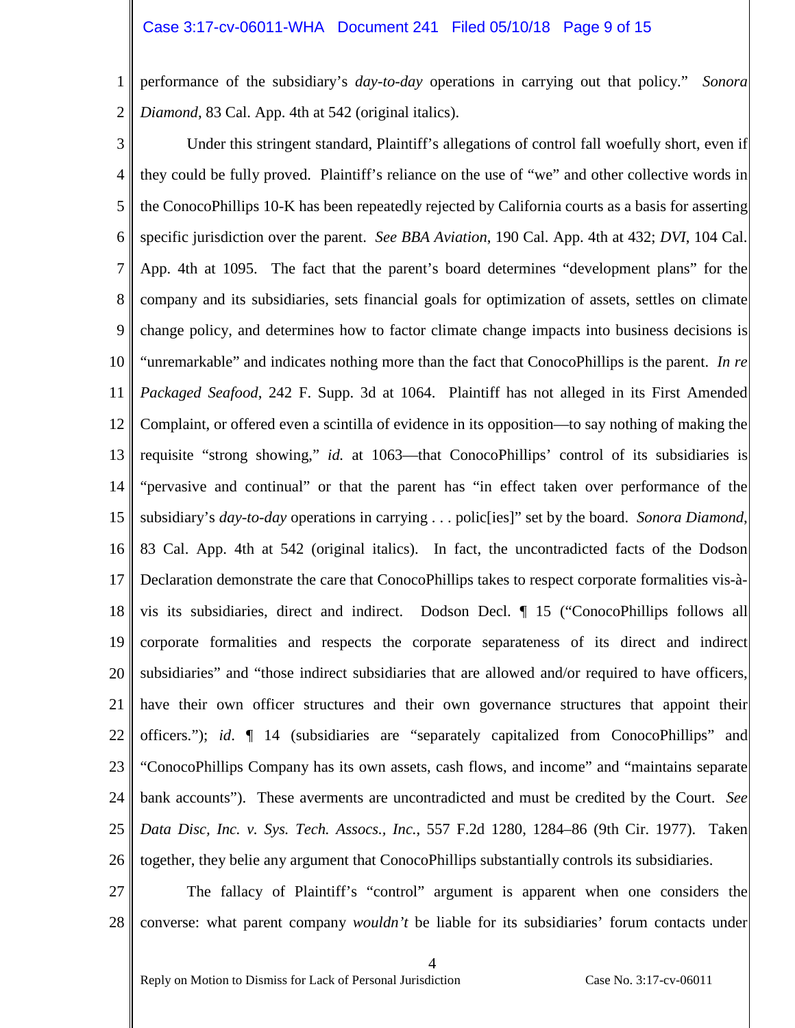performance of the subsidiary's *day-to-day* operations in carrying out that policy." *Sonora Diamond*, 83 Cal. App. 4th at 542 (original italics).

Under this stringent standard, Plaintiff's allegations of control fall woefully short, even if they could be fully proved. Plaintiff's reliance on the use of "we" and other collective words in the ConocoPhillips 10-K has been repeatedly rejected by California courts as a basis for asserting specific jurisdiction over the parent. *See BBA Aviation*, 190 Cal. App. 4th at 432; *DVI*, 104 Cal. App. 4th at 1095. The fact that the parent's board determines "development plans" for the company and its subsidiaries, sets financial goals for optimization of assets, settles on climate change policy, and determines how to factor climate change impacts into business decisions is "unremarkable" and indicates nothing more than the fact that ConocoPhillips is the parent. *In re Packaged Seafood*, 242 F. Supp. 3d at 1064. Plaintiff has not alleged in its First Amended Complaint, or offered even a scintilla of evidence in its opposition—to say nothing of making the requisite "strong showing," *id.* at 1063—that ConocoPhillips' control of its subsidiaries is "pervasive and continual" or that the parent has "in effect taken over performance of the subsidiary's *day-to-day* operations in carrying . . . polic[ies]" set by the board. *Sonora Diamond*, 83 Cal. App. 4th at 542 (original italics). In fact, the uncontradicted facts of the Dodson Declaration demonstrate the care that ConocoPhillips takes to respect corporate formalities vis-à-vis its subsidiaries, direct and indirect. Dodson Decl. ¶ 15 ("ConocoPhillips follows all corporate formalities and respects the corporate separateness of its direct and indirect subsidiaries" and "those indirect subsidiaries that are allowed and/or required to have officers, have their own officer structures and their own governance structures that appoint their officers."); *id*. ¶ 14 (subsidiaries are "separately capitalized from ConocoPhillips" and "ConocoPhillips Company has its own assets, cash flows, and income" and "maintains separate bank accounts"). These averments are uncontradicted and must be credited by the Court. *See Data Disc, Inc. v. Sys. Tech. Assocs., Inc.*, 557 F.2d 1280, 1284–86 (9th Cir. 1977). Taken together, they belie any argument that ConocoPhillips substantially controls its subsidiaries.

The fallacy of Plaintiff's "control" argument is apparent when one considers the converse: what parent company *wouldn't* be liable for its subsidiaries' forum contacts under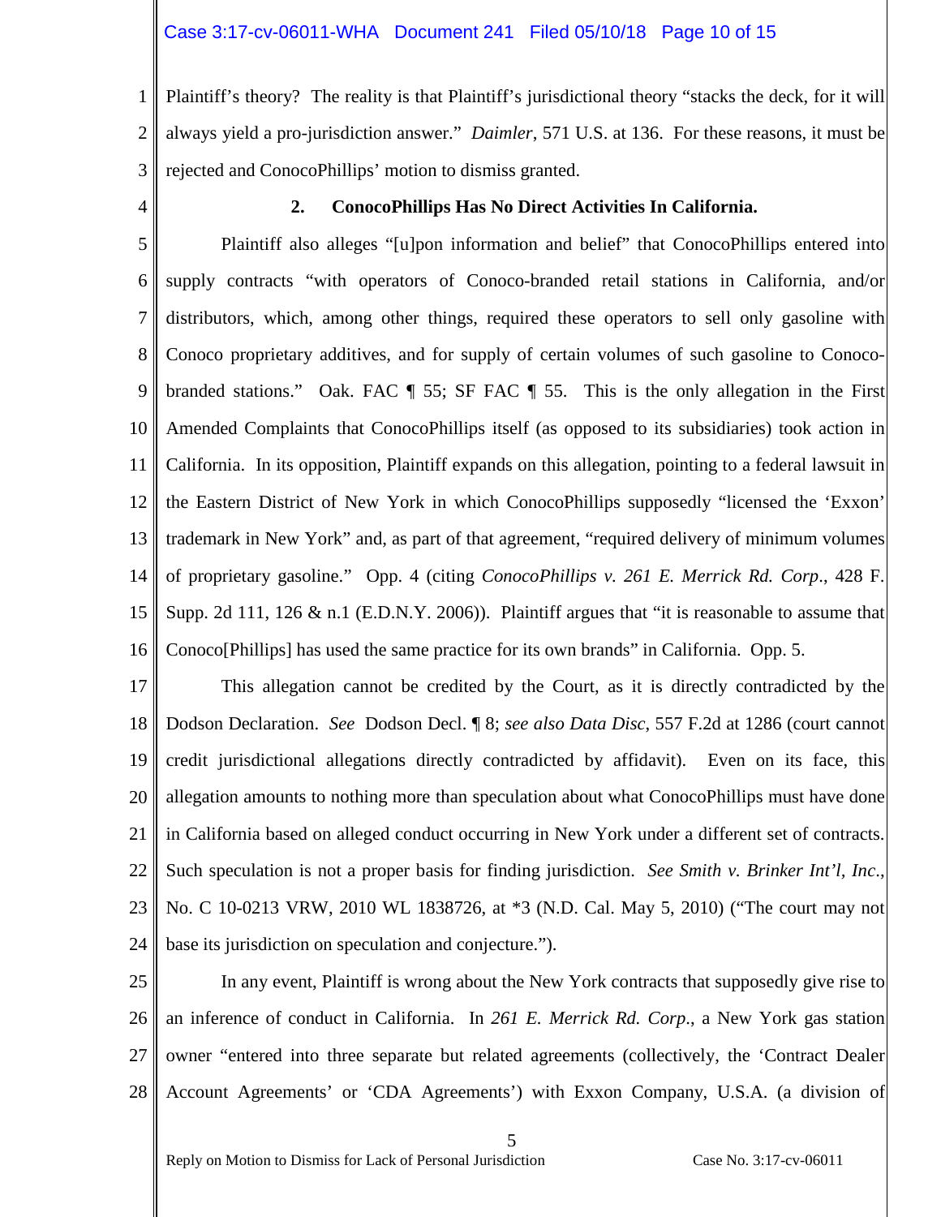Plaintiff's theory? The reality is that Plaintiff's jurisdictional theory "stacks the deck, for it will always yield a pro-jurisdiction answer." *Daimler*, 571 U.S. at 136. For these reasons, it must be rejected and ConocoPhillips' motion to dismiss granted.

### 2. ConocoPhillips Has No Direct Activities In California.

Plaintiff also alleges "[u]pon information and belief" that ConocoPhillips entered into supply contracts "with operators of Conoco-branded retail stations in California, and/or distributors, which, among other things, required these operators to sell only gasoline with Conoco proprietary additives, and for supply of certain volumes of such gasoline to Conoco-branded stations." Oak. FAC ¶ 55; SF FAC ¶ 55. This is the only allegation in the First Amended Complaints that ConocoPhillips itself (as opposed to its subsidiaries) took action in California. In its opposition, Plaintiff expands on this allegation, pointing to a federal lawsuit in the Eastern District of New York in which ConocoPhillips supposedly "licensed the 'Exxon' trademark in New York" and, as part of that agreement, "required delivery of minimum volumes of proprietary gasoline." Opp. 4 (citing *ConocoPhillips v. 261 E. Merrick Rd. Corp*., 428 F. Supp. 2d 111, 126 & n.1 (E.D.N.Y. 2006)). Plaintiff argues that "it is reasonable to assume that Conoco[Phillips] has used the same practice for its own brands" in California. Opp. 5.

This allegation cannot be credited by the Court, as it is directly contradicted by the Dodson Declaration. *See* Dodson Decl. ¶ 8; *see also Data Disc*, 557 F.2d at 1286 (court cannot credit jurisdictional allegations directly contradicted by affidavit). Even on its face, this allegation amounts to nothing more than speculation about what ConocoPhillips must have done in California based on alleged conduct occurring in New York under a different set of contracts. Such speculation is not a proper basis for finding jurisdiction. *See Smith v. Brinker Int'l, Inc.*, No. C 10-0213 VRW, 2010 WL 1838726, at *3 (N.D. Cal. May 5, 2010) ("The court may not base its jurisdiction on speculation and conjecture.").

In any event, Plaintiff is wrong about the New York contracts that supposedly give rise to an inference of conduct in California. In *261 E. Merrick Rd. Corp*., a New York gas station owner "entered into three separate but related agreements (collectively, the 'Contract Dealer Account Agreements' or 'CDA Agreements') with Exxon Company, U.S.A. (a division of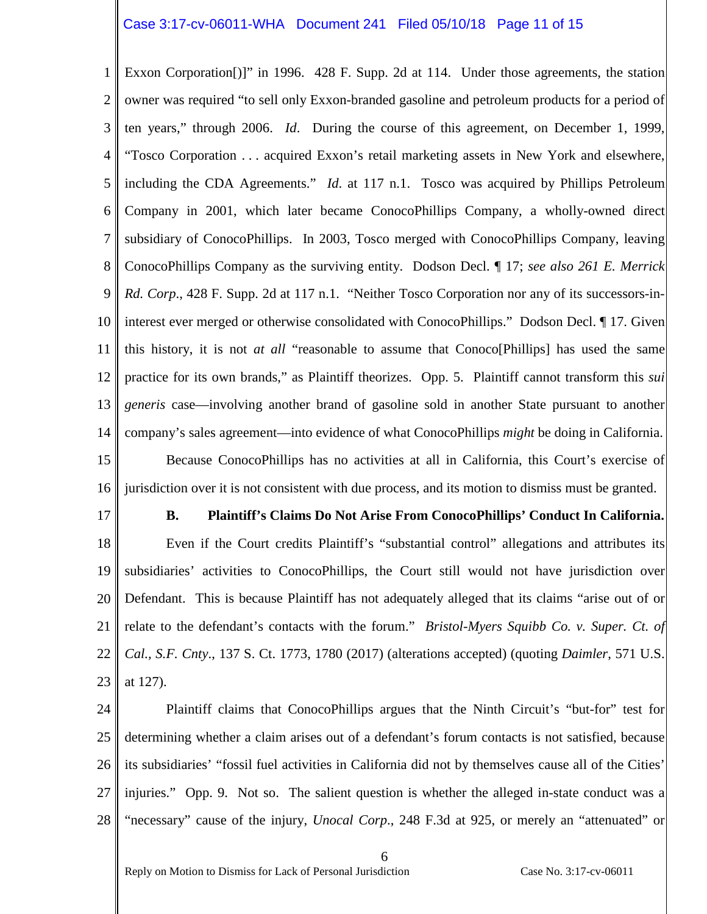Exxon Corporation[)]" in 1996. 428 F. Supp. 2d at 114. Under those agreements, the station owner was required "to sell only Exxon-branded gasoline and petroleum products for a period of ten years," through 2006. *Id*. During the course of this agreement, on December 1, 1999, "Tosco Corporation . . . acquired Exxon's retail marketing assets in New York and elsewhere, including the CDA Agreements." *Id*. at 117 n.1. Tosco was acquired by Phillips Petroleum Company in 2001, which later became ConocoPhillips Company, a wholly-owned direct subsidiary of ConocoPhillips. In 2003, Tosco merged with ConocoPhillips Company, leaving ConocoPhillips Company as the surviving entity. Dodson Decl. ¶ 17; *see also 261 E. Merrick Rd. Corp*., 428 F. Supp. 2d at 117 n.1. "Neither Tosco Corporation nor any of its successors-in-interest ever merged or otherwise consolidated with ConocoPhillips." Dodson Decl. ¶ 17. Given this history, it is not *at all* "reasonable to assume that Conoco[Phillips] has used the same practice for its own brands," as Plaintiff theorizes. Opp. 5. Plaintiff cannot transform this *sui generis* case—involving another brand of gasoline sold in another State pursuant to another company's sales agreement—into evidence of what ConocoPhillips *might* be doing in California.

Because ConocoPhillips has no activities at all in California, this Court's exercise of jurisdiction over it is not consistent with due process, and its motion to dismiss must be granted.

### B. Plaintiff's Claims Do Not Arise From ConocoPhillips' Conduct In California.

Even if the Court credits Plaintiff's "substantial control" allegations and attributes its subsidiaries' activities to ConocoPhillips, the Court still would not have jurisdiction over Defendant. This is because Plaintiff has not adequately alleged that its claims "arise out of or relate to the defendant's contacts with the forum." *Bristol-Myers Squibb Co. v. Super. Ct. of Cal., S.F. Cnty*., 137 S. Ct. 1773, 1780 (2017) (alterations accepted) (quoting *Daimler*, 571 U.S. at 127).

Plaintiff claims that ConocoPhillips argues that the Ninth Circuit's "but-for" test for determining whether a claim arises out of a defendant's forum contacts is not satisfied, because its subsidiaries' "fossil fuel activities in California did not by themselves cause all of the Cities' injuries." Opp. 9. Not so. The salient question is whether the alleged in-state conduct was a "necessary" cause of the injury, *Unocal Corp*., 248 F.3d at 925, or merely an "attenuated" or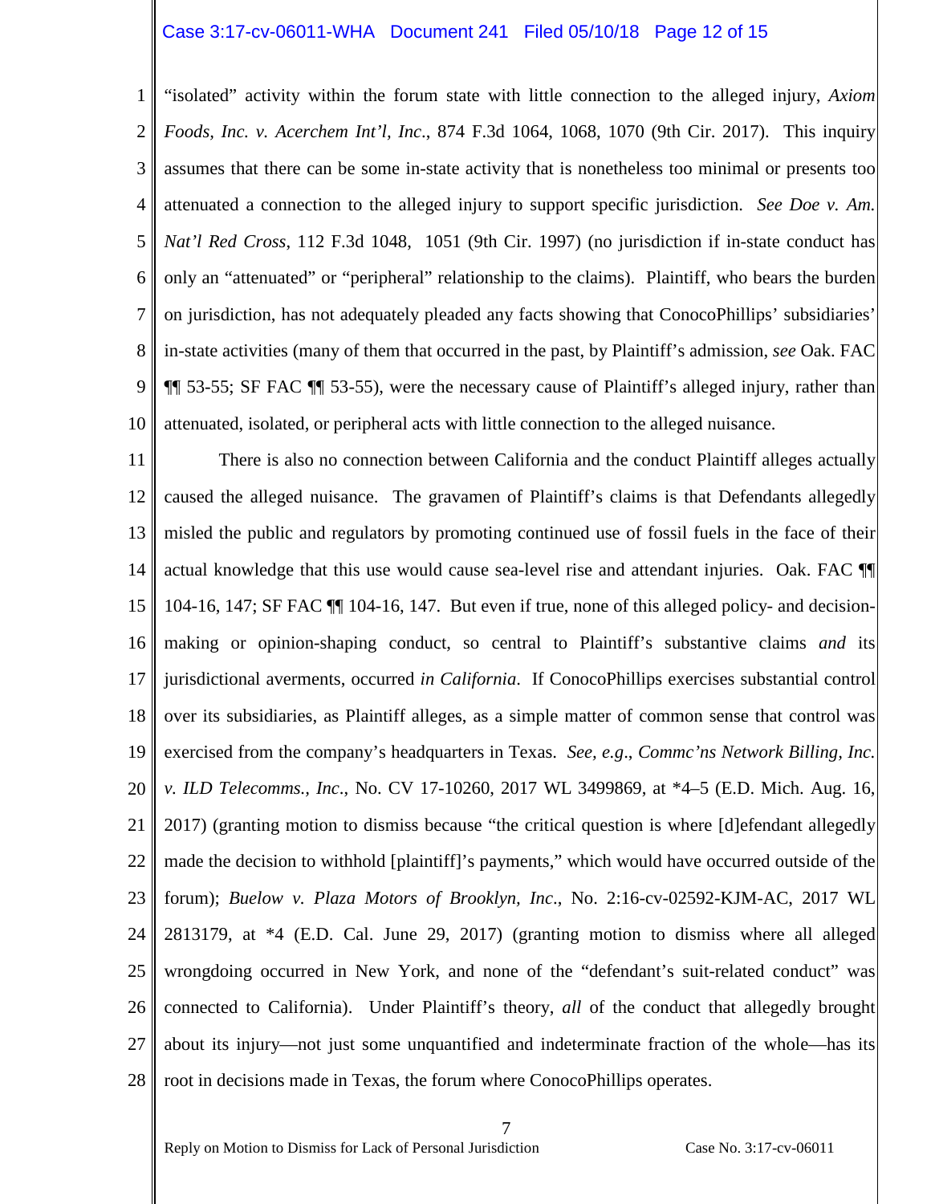"isolated" activity within the forum state with little connection to the alleged injury, *Axiom Foods, Inc. v. Acerchem Int'l, Inc*., 874 F.3d 1064, 1068, 1070 (9th Cir. 2017). This inquiry assumes that there can be some in-state activity that is nonetheless too minimal or presents too attenuated a connection to the alleged injury to support specific jurisdiction. *See Doe v. Am. Nat'l Red Cross*, 112 F.3d 1048, 1051 (9th Cir. 1997) (no jurisdiction if in-state conduct has only an "attenuated" or "peripheral" relationship to the claims). Plaintiff, who bears the burden on jurisdiction, has not adequately pleaded any facts showing that ConocoPhillips' subsidiaries' in-state activities (many of them that occurred in the past, by Plaintiff's admission, *see* Oak. FAC ¶¶ 53-55; SF FAC ¶¶ 53-55), were the necessary cause of Plaintiff's alleged injury, rather than attenuated, isolated, or peripheral acts with little connection to the alleged nuisance.

There is also no connection between California and the conduct Plaintiff alleges actually caused the alleged nuisance. The gravamen of Plaintiff's claims is that Defendants allegedly misled the public and regulators by promoting continued use of fossil fuels in the face of their actual knowledge that this use would cause sea-level rise and attendant injuries. Oak. FAC ¶¶ 104-16, 147; SF FAC ¶¶ 104-16, 147. But even if true, none of this alleged policy- and decision-making or opinion-shaping conduct, so central to Plaintiff's substantive claims *and* its jurisdictional averments, occurred *in California*. If ConocoPhillips exercises substantial control over its subsidiaries, as Plaintiff alleges, as a simple matter of common sense that control was exercised from the company's headquarters in Texas. *See, e.g*., *Commc'ns Network Billing, Inc. v. ILD Telecomms., Inc*., No. CV 17-10260, 2017 WL 3499869, at *4–5 (E.D. Mich. Aug. 16, 2017) (granting motion to dismiss because "the critical question is where [d]efendant allegedly made the decision to withhold [plaintiff]'s payments," which would have occurred outside of the forum); *Buelow v. Plaza Motors of Brooklyn, Inc*., No. 2:16-cv-02592-KJM-AC, 2017 WL 2813179, at *4 (E.D. Cal. June 29, 2017) (granting motion to dismiss where all alleged wrongdoing occurred in New York, and none of the "defendant's suit-related conduct" was connected to California). Under Plaintiff's theory, *all* of the conduct that allegedly brought about its injury—not just some unquantified and indeterminate fraction of the whole—has its root in decisions made in Texas, the forum where ConocoPhillips operates.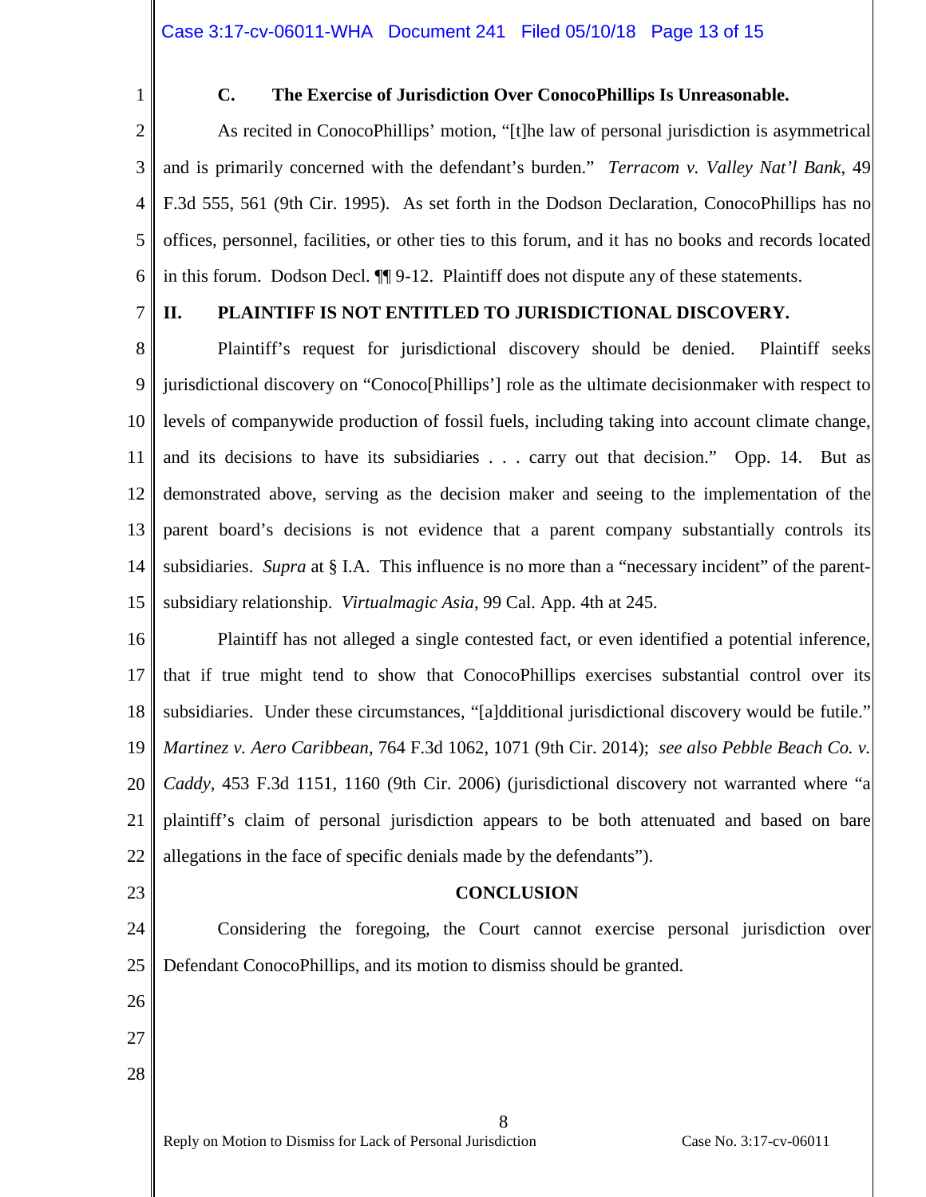### C. The Exercise of Jurisdiction Over ConocoPhillips Is Unreasonable.

As recited in ConocoPhillips' motion, "[t]he law of personal jurisdiction is asymmetrical and is primarily concerned with the defendant's burden." *Terracom v. Valley Nat'l Bank*, 49 F.3d 555, 561 (9th Cir. 1995). As set forth in the Dodson Declaration, ConocoPhillips has no offices, personnel, facilities, or other ties to this forum, and it has no books and records located in this forum. Dodson Decl. ¶¶ 9-12. Plaintiff does not dispute any of these statements.

## II. PLAINTIFF IS NOT ENTITLED TO JURISDICTIONAL DISCOVERY.

Plaintiff's request for jurisdictional discovery should be denied. Plaintiff seeks jurisdictional discovery on "Conoco[Phillips'] role as the ultimate decisionmaker with respect to levels of companywide production of fossil fuels, including taking into account climate change, and its decisions to have its subsidiaries . . . carry out that decision." Opp. 14. But as demonstrated above, serving as the decision maker and seeing to the implementation of the parent board's decisions is not evidence that a parent company substantially controls its subsidiaries. *Supra* at § I.A. This influence is no more than a "necessary incident" of the parent-subsidiary relationship. *Virtualmagic Asia*, 99 Cal. App. 4th at 245.

Plaintiff has not alleged a single contested fact, or even identified a potential inference, that if true might tend to show that ConocoPhillips exercises substantial control over its subsidiaries. Under these circumstances, "[a]dditional jurisdictional discovery would be futile." *Martinez v. Aero Caribbean*, 764 F.3d 1062, 1071 (9th Cir. 2014); *see also Pebble Beach Co. v. Caddy*, 453 F.3d 1151, 1160 (9th Cir. 2006) (jurisdictional discovery not warranted where "a plaintiff's claim of personal jurisdiction appears to be both attenuated and based on bare allegations in the face of specific denials made by the defendants").

## CONCLUSION

Considering the foregoing, the Court cannot exercise personal jurisdiction over Defendant ConocoPhillips, and its motion to dismiss should be granted.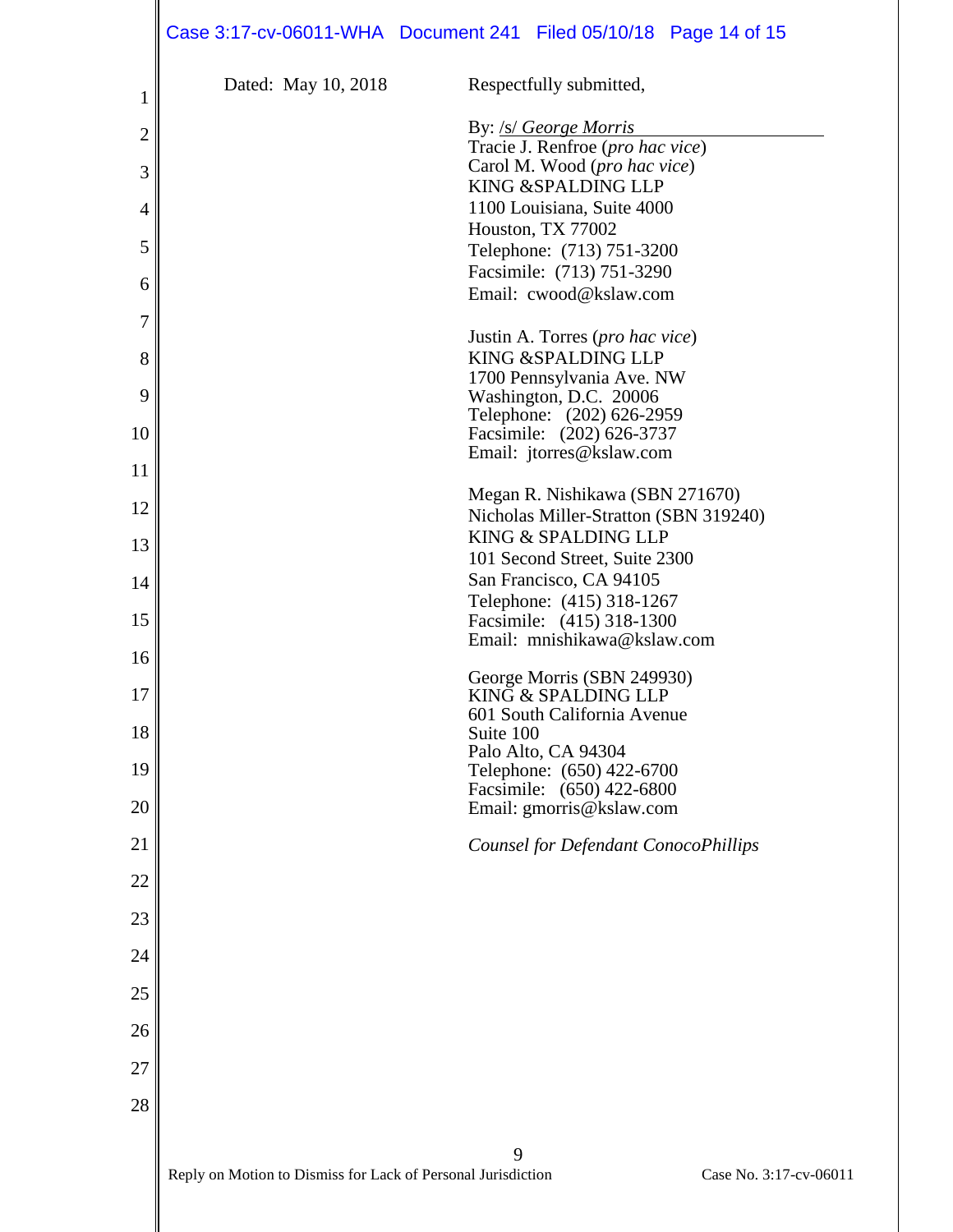Dated: May 10, 2018

Respectfully submitted,

By: /s/ *George Morris*
Tracie J. Renfroe (*pro hac vice*)
Carol M. Wood (*pro hac vice*)
KING &SPALDING LLP
1100 Louisiana, Suite 4000
Houston, TX 77002
Telephone: (713) 751-3200
Facsimile: (713) 751-3290
Email: cwood@kslaw.com

Justin A. Torres (*pro hac vice*)
KING &SPALDING LLP
1700 Pennsylvania Ave. NW
Washington, D.C. 20006
Telephone: (202) 626-2959
Facsimile: (202) 626-3737
Email: jtorres@kslaw.com

Megan R. Nishikawa (SBN 271670)
Nicholas Miller-Stratton (SBN 319240)
KING & SPALDING LLP
101 Second Street, Suite 2300
San Francisco, CA 94105
Telephone: (415) 318-1267
Facsimile: (415) 318-1300
Email: mnishikawa@kslaw.com

George Morris (SBN 249930)
KING & SPALDING LLP
601 South California Avenue
Suite 100
Palo Alto, CA 94304
Telephone: (650) 422-6700
Facsimile: (650) 422-6800
Email: gmorris@kslaw.com

*Counsel for Defendant ConocoPhillips*

Reply on Motion to Dismiss for Lack of Personal Jurisdiction    Case No. 3:17-cv-06011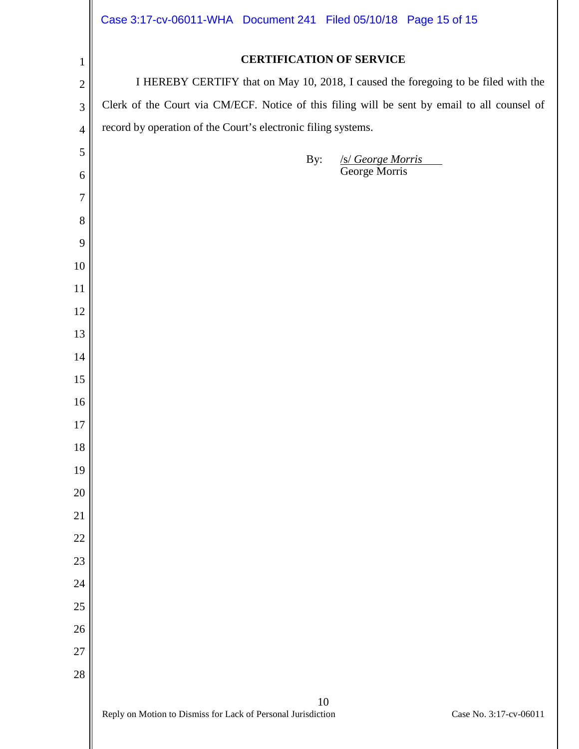**CERTIFICATION OF SERVICE**

I HEREBY CERTIFY that on May 10, 2018, I caused the foregoing to be filed with the Clerk of the Court via CM/ECF. Notice of this filing will be sent by email to all counsel of record by operation of the Court's electronic filing systems.

By: /s/ *George Morris*
George Morris